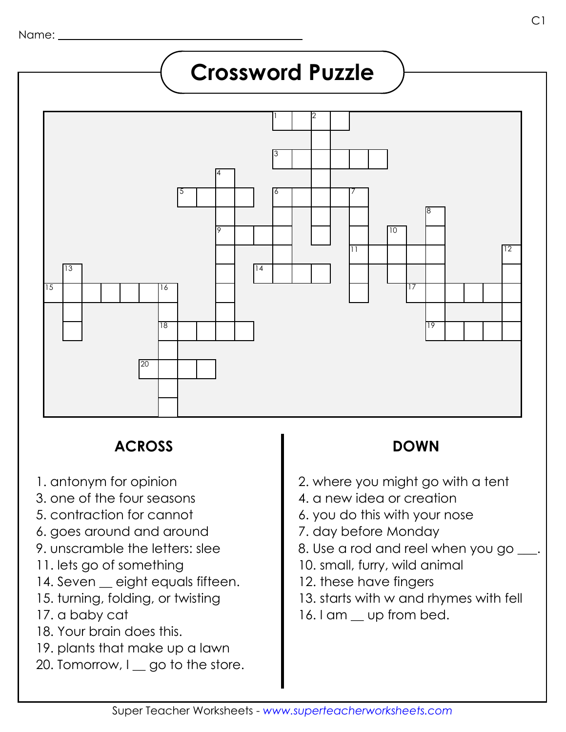Name: ___________________________________

# Crossword Puzzle

1 2 3 4 5 6 7 8 9 10 11 12 13 14 15 16 17 18 19 20

## ACROSS

1. antonym for opinion
3. one of the four seasons
5. contraction for cannot
6. goes around and around
9. unscramble the letters: slee
11. lets go of something
14. Seven __ eight equals fifteen.
15. turning, folding, or twisting
17. a baby cat
18. Your brain does this.
19. plants that make up a lawn
20. Tomorrow, I __ go to the store.

## DOWN

2. where you might go with a tent
4. a new idea or creation
6. you do this with your nose
7. day before Monday
8. Use a rod and reel when you go ___.
10. small, furry, wild animal
12. these have fingers
13. starts with w and rhymes with fell
16. I am __ up from bed.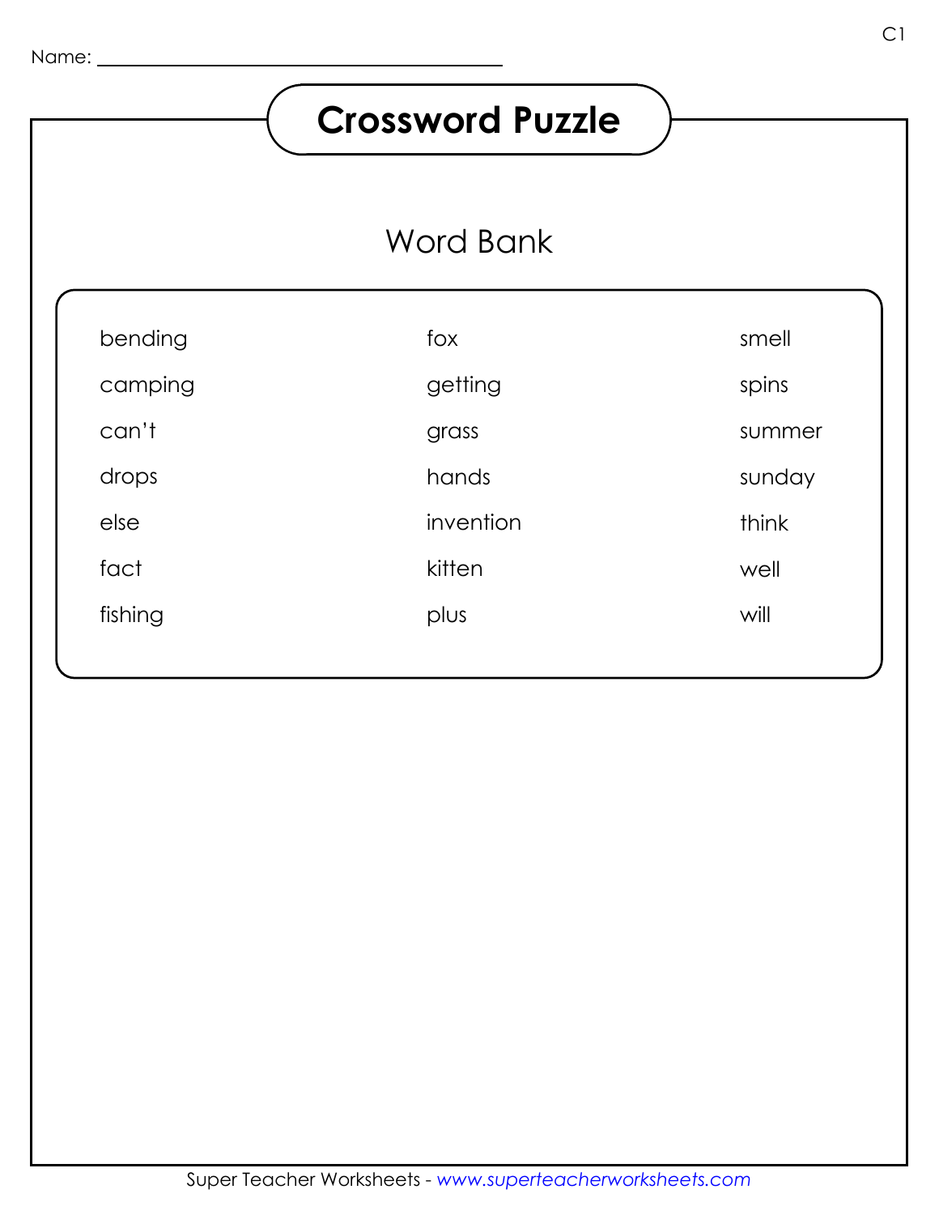Name: ______________________________

# Crossword Puzzle

## Word Bank

| | | |
|---|---|---|
| bending | fox | smell |
| camping | getting | spins |
| can't | grass | summer |
| drops | hands | sunday |
| else | invention | think |
| fact | kitten | well |
| fishing | plus | will |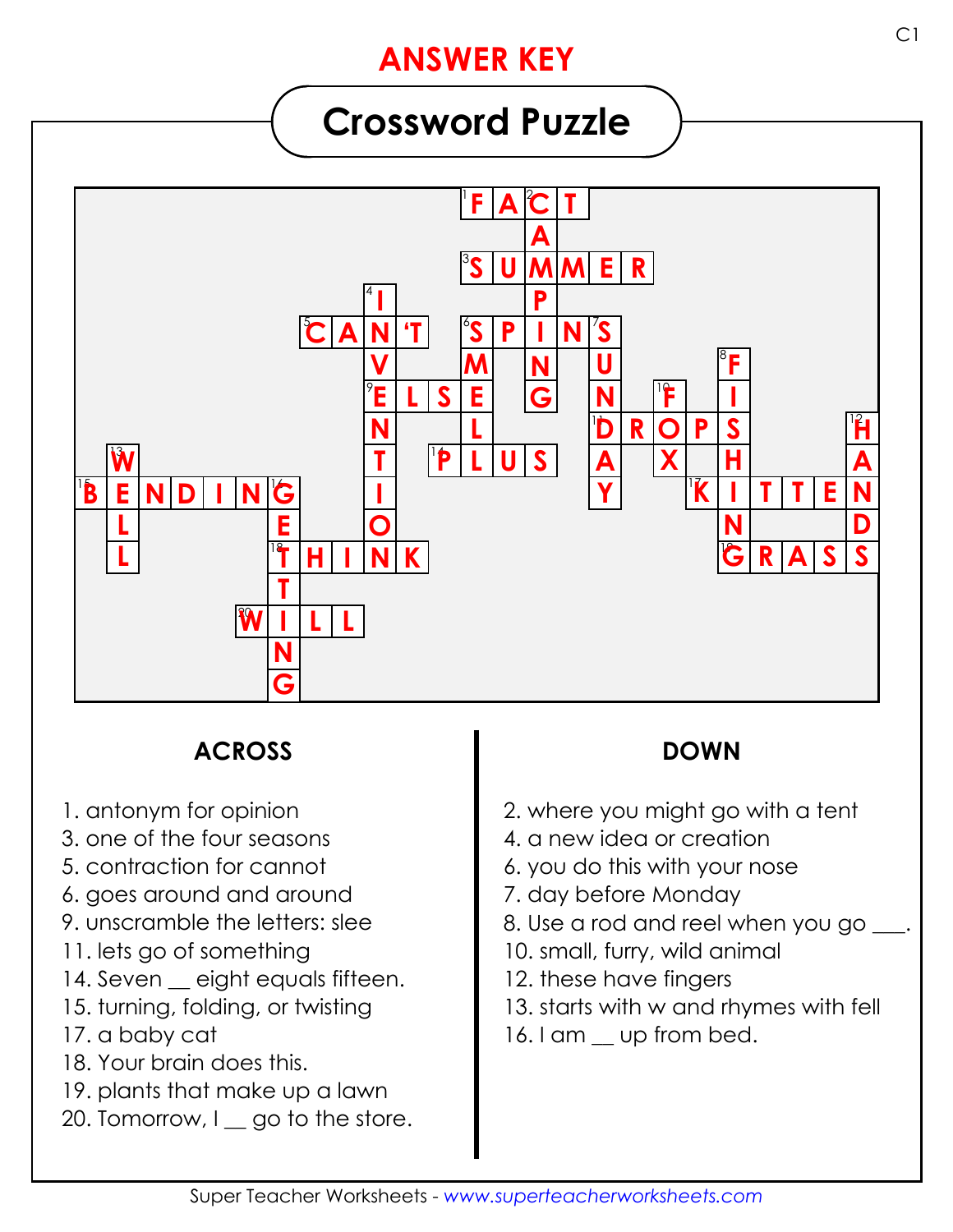# ANSWER KEY

## Crossword Puzzle

### ACROSS

1. antonym for opinion — FACT
3. one of the four seasons — SUMMER
5. contraction for cannot — CAN'T
6. goes around and around — SPINS
9. unscramble the letters: slee — ELSE
11. lets go of something — DROPS
14. Seven __ eight equals fifteen. — PLUS
15. turning, folding, or twisting — BENDING
17. a baby cat — KITTEN
18. Your brain does this. — THINK
19. plants that make up a lawn — GRASS
20. Tomorrow, I __ go to the store. — WILL

### DOWN

2. where you might go with a tent — CAMPING
4. a new idea or creation — INVENTION
6. you do this with your nose — SMELL
7. day before Monday — SUNDAY
8. Use a rod and reel when you go ___. — FISHING
10. small, furry, wild animal — FOX
12. these have fingers — HANDS
13. starts with w and rhymes with fell — WELL
16. I am __ up from bed. — GETTING

Super Teacher Worksheets - www.superteacherworksheets.com